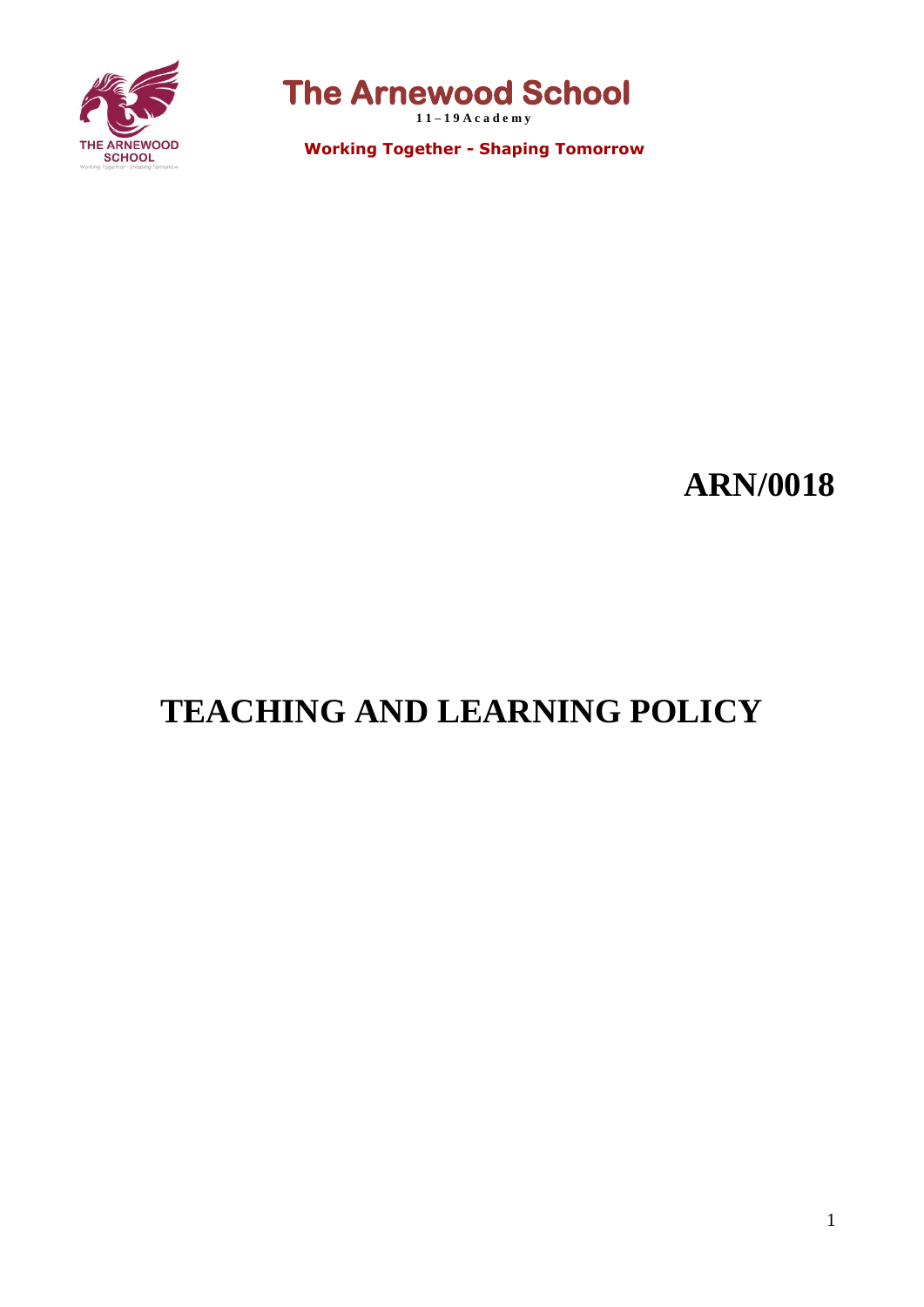# The Arnewood School

**11 – 19 Academy**

**Working Together - Shaping Tomorrow**

**ARN/0018**

# TEACHING AND LEARNING POLICY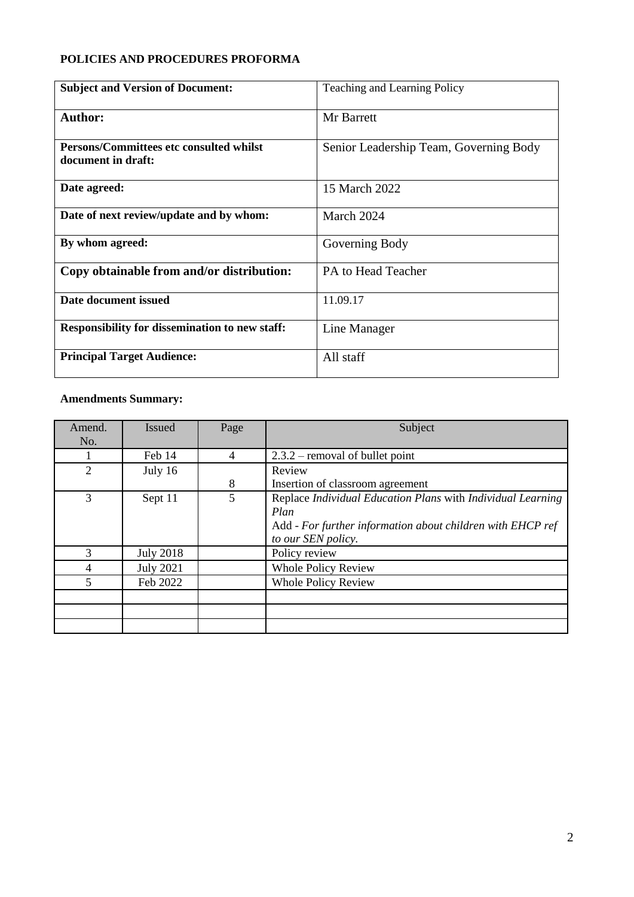**POLICIES AND PROCEDURES PROFORMA**

| | |
|---|---|
| **Subject and Version of Document:** | Teaching and Learning Policy |
| **Author:** | Mr Barrett |
| **Persons/Committees etc consulted whilst document in draft:** | Senior Leadership Team, Governing Body |
| **Date agreed:** | 15 March 2022 |
| **Date of next review/update and by whom:** | March 2024 |
| **By whom agreed:** | Governing Body |
| **Copy obtainable from and/or distribution:** | PA to Head Teacher |
| **Date document issued** | 11.09.17 |
| **Responsibility for dissemination to new staff:** | Line Manager |
| **Principal Target Audience:** | All staff |

**Amendments Summary:**

| Amend. No. | Issued | Page | Subject |
|---|---|---|---|
| 1 | Feb 14 | 4 | 2.3.2 – removal of bullet point |
| 2 | July 16 | 8 | Review<br>Insertion of classroom agreement |
| 3 | Sept 11 | 5 | Replace *Individual Education Plans* with *Individual Learning Plan*<br>Add - *For further information about children with EHCP ref to our SEN policy.* |
| 3 | July 2018 | | Policy review |
| 4 | July 2021 | | Whole Policy Review |
| 5 | Feb 2022 | | Whole Policy Review |
| | | | |
| | | | |
| | | | |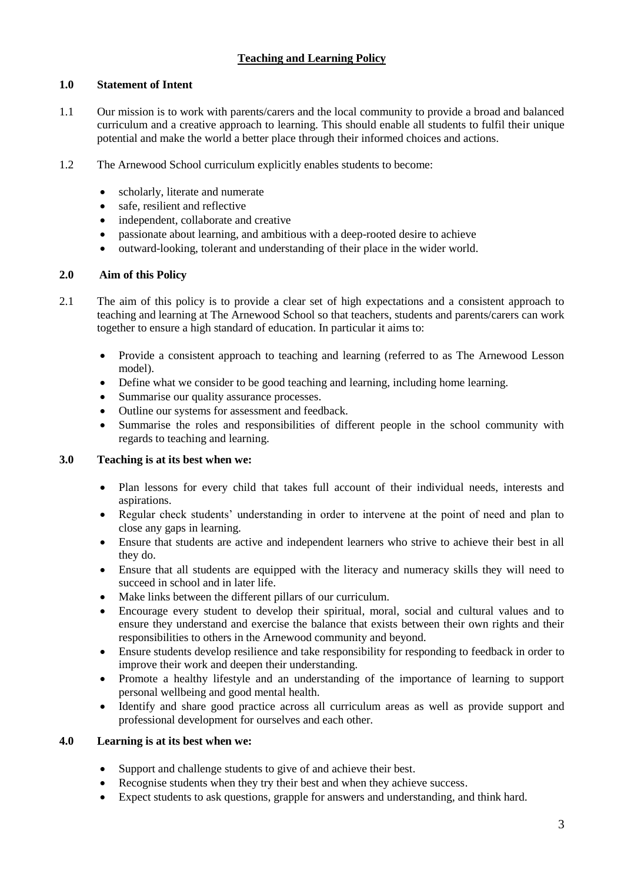## Teaching and Learning Policy

### 1.0 Statement of Intent

1.1 Our mission is to work with parents/carers and the local community to provide a broad and balanced curriculum and a creative approach to learning. This should enable all students to fulfil their unique potential and make the world a better place through their informed choices and actions.

1.2 The Arnewood School curriculum explicitly enables students to become:

- scholarly, literate and numerate
- safe, resilient and reflective
- independent, collaborate and creative
- passionate about learning, and ambitious with a deep-rooted desire to achieve
- outward-looking, tolerant and understanding of their place in the wider world.

### 2.0 Aim of this Policy

2.1 The aim of this policy is to provide a clear set of high expectations and a consistent approach to teaching and learning at The Arnewood School so that teachers, students and parents/carers can work together to ensure a high standard of education. In particular it aims to:

- Provide a consistent approach to teaching and learning (referred to as The Arnewood Lesson model).
- Define what we consider to be good teaching and learning, including home learning.
- Summarise our quality assurance processes.
- Outline our systems for assessment and feedback.
- Summarise the roles and responsibilities of different people in the school community with regards to teaching and learning.

### 3.0 Teaching is at its best when we:

- Plan lessons for every child that takes full account of their individual needs, interests and aspirations.
- Regular check students' understanding in order to intervene at the point of need and plan to close any gaps in learning.
- Ensure that students are active and independent learners who strive to achieve their best in all they do.
- Ensure that all students are equipped with the literacy and numeracy skills they will need to succeed in school and in later life.
- Make links between the different pillars of our curriculum.
- Encourage every student to develop their spiritual, moral, social and cultural values and to ensure they understand and exercise the balance that exists between their own rights and their responsibilities to others in the Arnewood community and beyond.
- Ensure students develop resilience and take responsibility for responding to feedback in order to improve their work and deepen their understanding.
- Promote a healthy lifestyle and an understanding of the importance of learning to support personal wellbeing and good mental health.
- Identify and share good practice across all curriculum areas as well as provide support and professional development for ourselves and each other.

### 4.0 Learning is at its best when we:

- Support and challenge students to give of and achieve their best.
- Recognise students when they try their best and when they achieve success.
- Expect students to ask questions, grapple for answers and understanding, and think hard.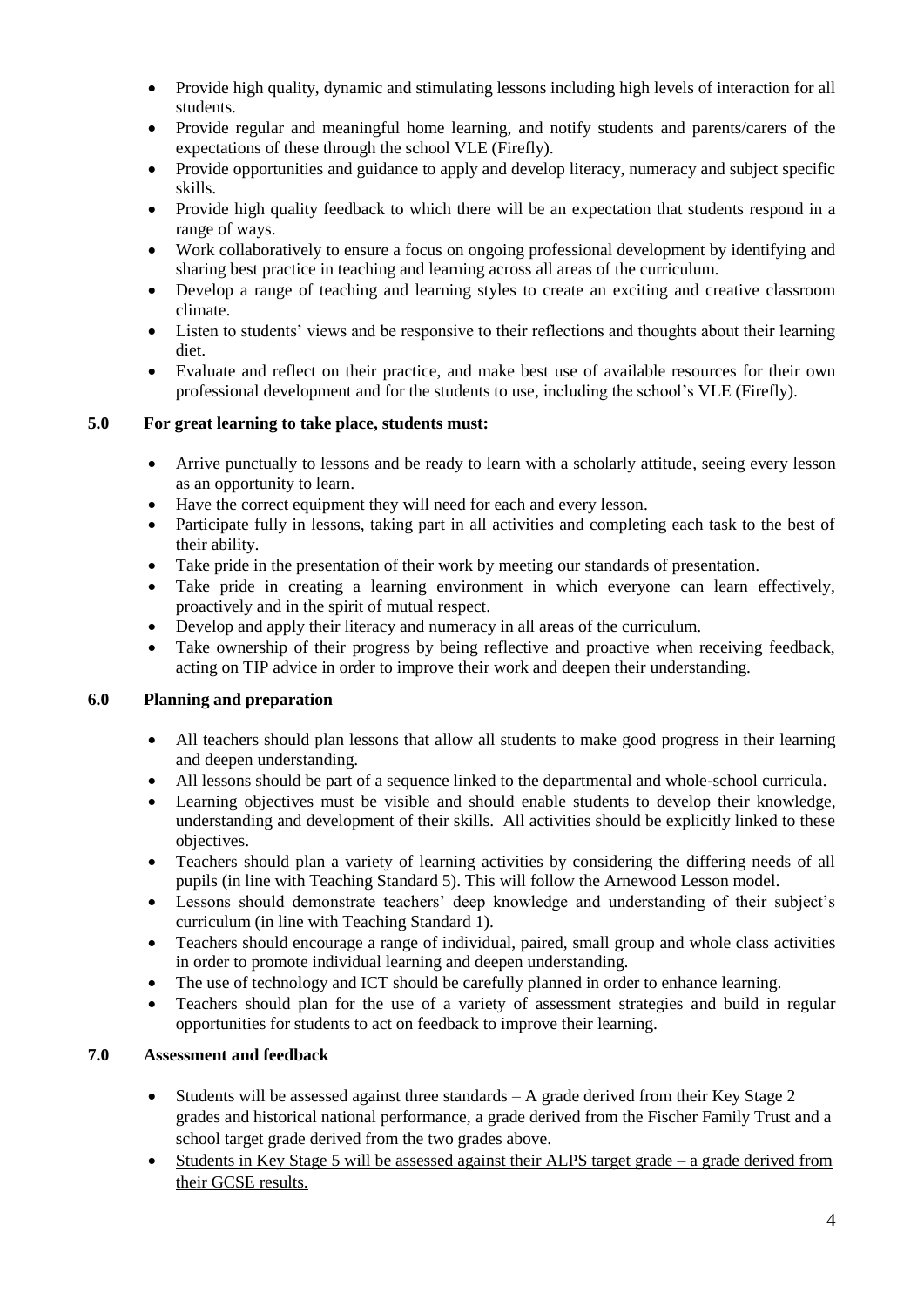- Provide high quality, dynamic and stimulating lessons including high levels of interaction for all students.
- Provide regular and meaningful home learning, and notify students and parents/carers of the expectations of these through the school VLE (Firefly).
- Provide opportunities and guidance to apply and develop literacy, numeracy and subject specific skills.
- Provide high quality feedback to which there will be an expectation that students respond in a range of ways.
- Work collaboratively to ensure a focus on ongoing professional development by identifying and sharing best practice in teaching and learning across all areas of the curriculum.
- Develop a range of teaching and learning styles to create an exciting and creative classroom climate.
- Listen to students' views and be responsive to their reflections and thoughts about their learning diet.
- Evaluate and reflect on their practice, and make best use of available resources for their own professional development and for the students to use, including the school's VLE (Firefly).

## 5.0 For great learning to take place, students must:

- Arrive punctually to lessons and be ready to learn with a scholarly attitude, seeing every lesson as an opportunity to learn.
- Have the correct equipment they will need for each and every lesson.
- Participate fully in lessons, taking part in all activities and completing each task to the best of their ability.
- Take pride in the presentation of their work by meeting our standards of presentation.
- Take pride in creating a learning environment in which everyone can learn effectively, proactively and in the spirit of mutual respect.
- Develop and apply their literacy and numeracy in all areas of the curriculum.
- Take ownership of their progress by being reflective and proactive when receiving feedback, acting on TIP advice in order to improve their work and deepen their understanding.

## 6.0 Planning and preparation

- All teachers should plan lessons that allow all students to make good progress in their learning and deepen understanding.
- All lessons should be part of a sequence linked to the departmental and whole-school curricula.
- Learning objectives must be visible and should enable students to develop their knowledge, understanding and development of their skills. All activities should be explicitly linked to these objectives.
- Teachers should plan a variety of learning activities by considering the differing needs of all pupils (in line with Teaching Standard 5). This will follow the Arnewood Lesson model.
- Lessons should demonstrate teachers' deep knowledge and understanding of their subject's curriculum (in line with Teaching Standard 1).
- Teachers should encourage a range of individual, paired, small group and whole class activities in order to promote individual learning and deepen understanding.
- The use of technology and ICT should be carefully planned in order to enhance learning.
- Teachers should plan for the use of a variety of assessment strategies and build in regular opportunities for students to act on feedback to improve their learning.

## 7.0 Assessment and feedback

- Students will be assessed against three standards – A grade derived from their Key Stage 2 grades and historical national performance, a grade derived from the Fischer Family Trust and a school target grade derived from the two grades above.
- <u>Students in Key Stage 5 will be assessed against their ALPS target grade – a grade derived from their GCSE results.</u>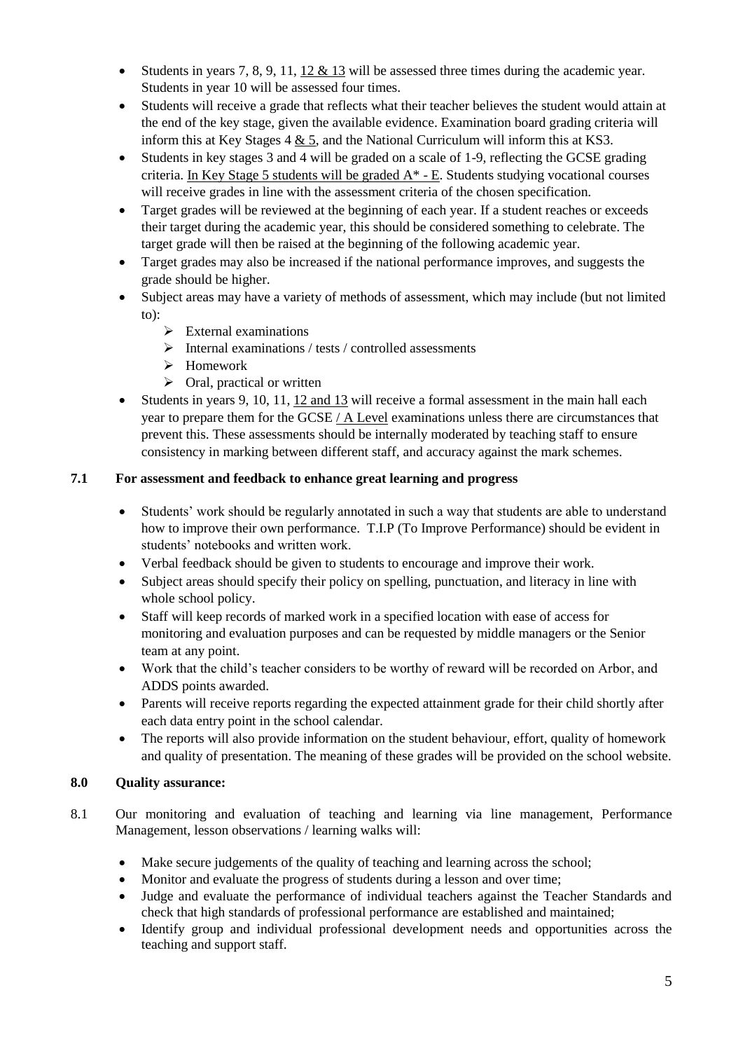- Students in years 7, 8, 9, 11, 12 & 13 will be assessed three times during the academic year. Students in year 10 will be assessed four times.
- Students will receive a grade that reflects what their teacher believes the student would attain at the end of the key stage, given the available evidence. Examination board grading criteria will inform this at Key Stages 4 & 5, and the National Curriculum will inform this at KS3.
- Students in key stages 3 and 4 will be graded on a scale of 1-9, reflecting the GCSE grading criteria. In Key Stage 5 students will be graded A* - E. Students studying vocational courses will receive grades in line with the assessment criteria of the chosen specification.
- Target grades will be reviewed at the beginning of each year. If a student reaches or exceeds their target during the academic year, this should be considered something to celebrate. The target grade will then be raised at the beginning of the following academic year.
- Target grades may also be increased if the national performance improves, and suggests the grade should be higher.
- Subject areas may have a variety of methods of assessment, which may include (but not limited to):
  - External examinations
  - Internal examinations / tests / controlled assessments
  - Homework
  - Oral, practical or written
- Students in years 9, 10, 11, 12 and 13 will receive a formal assessment in the main hall each year to prepare them for the GCSE / A Level examinations unless there are circumstances that prevent this. These assessments should be internally moderated by teaching staff to ensure consistency in marking between different staff, and accuracy against the mark schemes.

### 7.1 For assessment and feedback to enhance great learning and progress

- Students' work should be regularly annotated in such a way that students are able to understand how to improve their own performance. T.I.P (To Improve Performance) should be evident in students' notebooks and written work.
- Verbal feedback should be given to students to encourage and improve their work.
- Subject areas should specify their policy on spelling, punctuation, and literacy in line with whole school policy.
- Staff will keep records of marked work in a specified location with ease of access for monitoring and evaluation purposes and can be requested by middle managers or the Senior team at any point.
- Work that the child's teacher considers to be worthy of reward will be recorded on Arbor, and ADDS points awarded.
- Parents will receive reports regarding the expected attainment grade for their child shortly after each data entry point in the school calendar.
- The reports will also provide information on the student behaviour, effort, quality of homework and quality of presentation. The meaning of these grades will be provided on the school website.

## 8.0 Quality assurance:

8.1 Our monitoring and evaluation of teaching and learning via line management, Performance Management, lesson observations / learning walks will:

- Make secure judgements of the quality of teaching and learning across the school;
- Monitor and evaluate the progress of students during a lesson and over time;
- Judge and evaluate the performance of individual teachers against the Teacher Standards and check that high standards of professional performance are established and maintained;
- Identify group and individual professional development needs and opportunities across the teaching and support staff.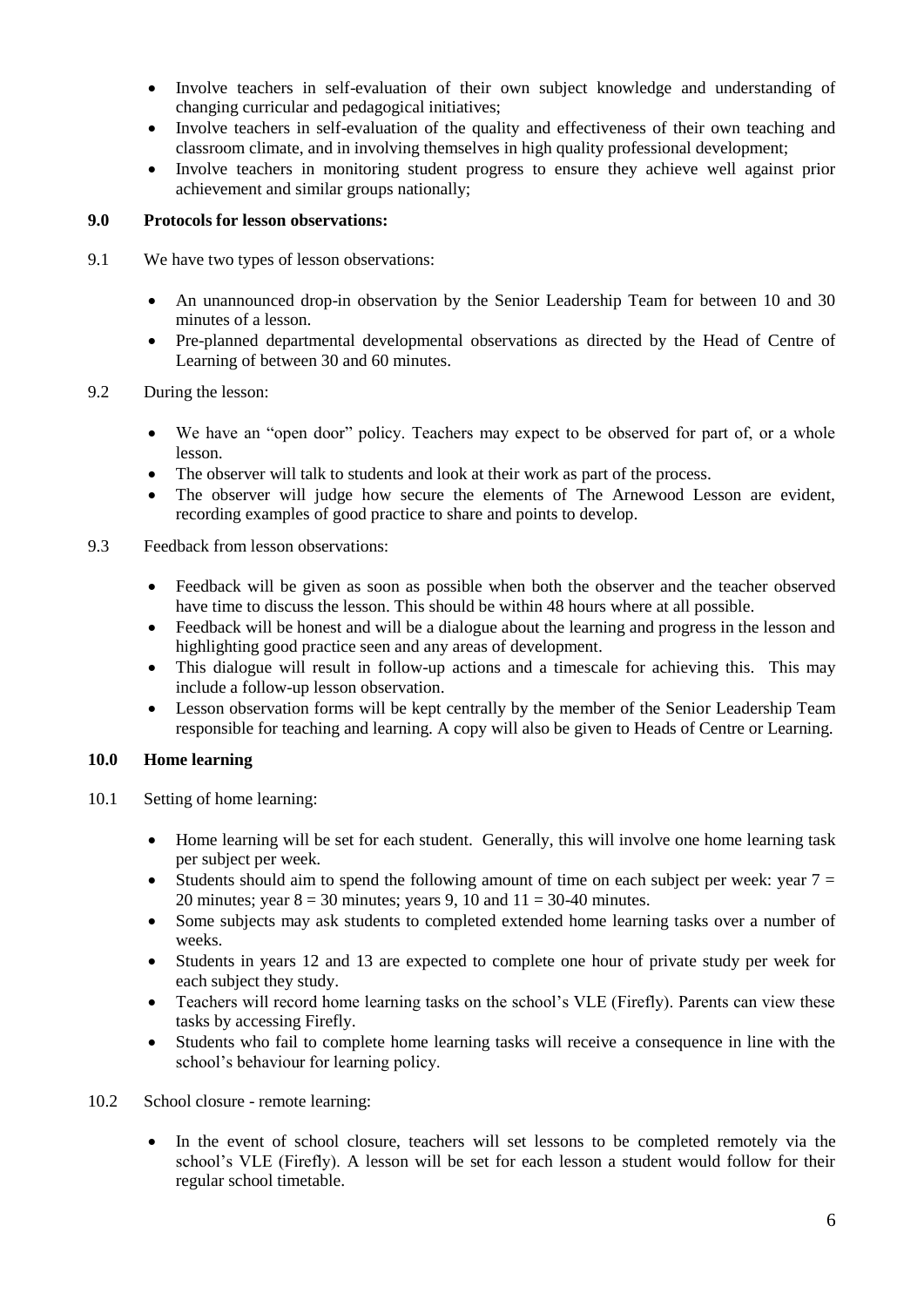- Involve teachers in self-evaluation of their own subject knowledge and understanding of changing curricular and pedagogical initiatives;
- Involve teachers in self-evaluation of the quality and effectiveness of their own teaching and classroom climate, and in involving themselves in high quality professional development;
- Involve teachers in monitoring student progress to ensure they achieve well against prior achievement and similar groups nationally;

**9.0 Protocols for lesson observations:**

9.1 We have two types of lesson observations:

- An unannounced drop-in observation by the Senior Leadership Team for between 10 and 30 minutes of a lesson.
- Pre-planned departmental developmental observations as directed by the Head of Centre of Learning of between 30 and 60 minutes.

9.2 During the lesson:

- We have an "open door" policy. Teachers may expect to be observed for part of, or a whole lesson.
- The observer will talk to students and look at their work as part of the process.
- The observer will judge how secure the elements of The Arnewood Lesson are evident, recording examples of good practice to share and points to develop.

9.3 Feedback from lesson observations:

- Feedback will be given as soon as possible when both the observer and the teacher observed have time to discuss the lesson. This should be within 48 hours where at all possible.
- Feedback will be honest and will be a dialogue about the learning and progress in the lesson and highlighting good practice seen and any areas of development.
- This dialogue will result in follow-up actions and a timescale for achieving this. This may include a follow-up lesson observation.
- Lesson observation forms will be kept centrally by the member of the Senior Leadership Team responsible for teaching and learning. A copy will also be given to Heads of Centre or Learning.

**10.0 Home learning**

10.1 Setting of home learning:

- Home learning will be set for each student. Generally, this will involve one home learning task per subject per week.
- Students should aim to spend the following amount of time on each subject per week: year 7 = 20 minutes; year 8 = 30 minutes; years 9, 10 and 11 = 30-40 minutes.
- Some subjects may ask students to completed extended home learning tasks over a number of weeks.
- Students in years 12 and 13 are expected to complete one hour of private study per week for each subject they study.
- Teachers will record home learning tasks on the school's VLE (Firefly). Parents can view these tasks by accessing Firefly.
- Students who fail to complete home learning tasks will receive a consequence in line with the school's behaviour for learning policy.

10.2 School closure - remote learning:

- In the event of school closure, teachers will set lessons to be completed remotely via the school's VLE (Firefly). A lesson will be set for each lesson a student would follow for their regular school timetable.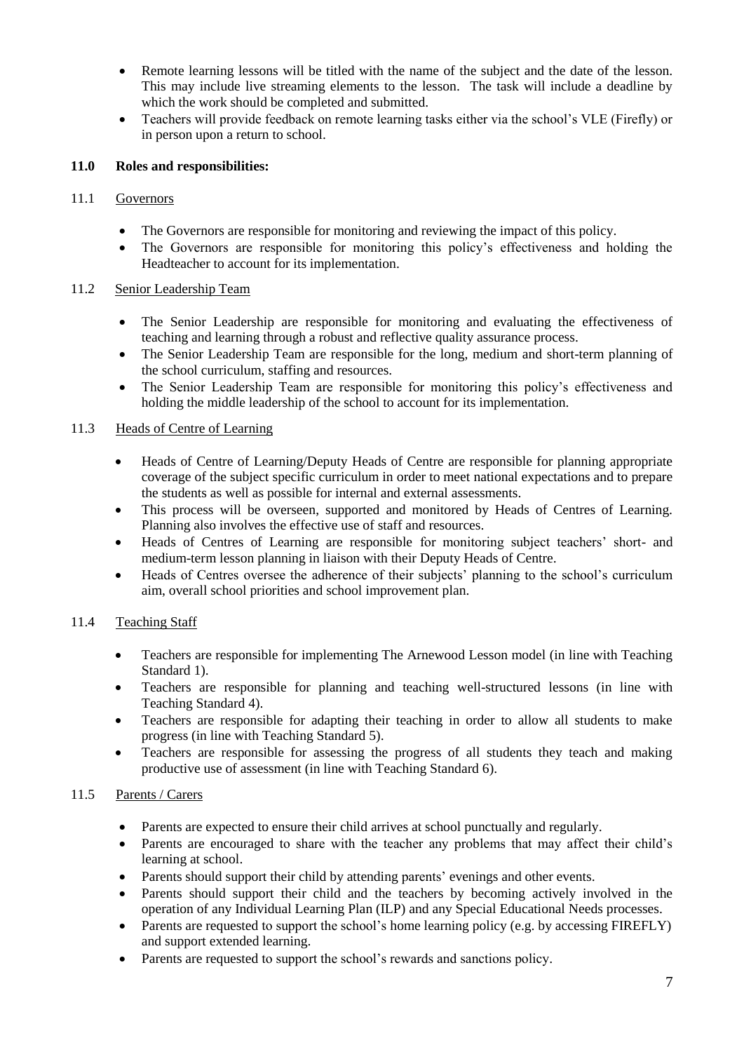- Remote learning lessons will be titled with the name of the subject and the date of the lesson. This may include live streaming elements to the lesson. The task will include a deadline by which the work should be completed and submitted.
- Teachers will provide feedback on remote learning tasks either via the school's VLE (Firefly) or in person upon a return to school.

## 11.0 Roles and responsibilities:

### 11.1 Governors

- The Governors are responsible for monitoring and reviewing the impact of this policy.
- The Governors are responsible for monitoring this policy's effectiveness and holding the Headteacher to account for its implementation.

### 11.2 Senior Leadership Team

- The Senior Leadership are responsible for monitoring and evaluating the effectiveness of teaching and learning through a robust and reflective quality assurance process.
- The Senior Leadership Team are responsible for the long, medium and short-term planning of the school curriculum, staffing and resources.
- The Senior Leadership Team are responsible for monitoring this policy's effectiveness and holding the middle leadership of the school to account for its implementation.

### 11.3 Heads of Centre of Learning

- Heads of Centre of Learning/Deputy Heads of Centre are responsible for planning appropriate coverage of the subject specific curriculum in order to meet national expectations and to prepare the students as well as possible for internal and external assessments.
- This process will be overseen, supported and monitored by Heads of Centres of Learning. Planning also involves the effective use of staff and resources.
- Heads of Centres of Learning are responsible for monitoring subject teachers' short- and medium-term lesson planning in liaison with their Deputy Heads of Centre.
- Heads of Centres oversee the adherence of their subjects' planning to the school's curriculum aim, overall school priorities and school improvement plan.

### 11.4 Teaching Staff

- Teachers are responsible for implementing The Arnewood Lesson model (in line with Teaching Standard 1).
- Teachers are responsible for planning and teaching well-structured lessons (in line with Teaching Standard 4).
- Teachers are responsible for adapting their teaching in order to allow all students to make progress (in line with Teaching Standard 5).
- Teachers are responsible for assessing the progress of all students they teach and making productive use of assessment (in line with Teaching Standard 6).

### 11.5 Parents / Carers

- Parents are expected to ensure their child arrives at school punctually and regularly.
- Parents are encouraged to share with the teacher any problems that may affect their child's learning at school.
- Parents should support their child by attending parents' evenings and other events.
- Parents should support their child and the teachers by becoming actively involved in the operation of any Individual Learning Plan (ILP) and any Special Educational Needs processes.
- Parents are requested to support the school's home learning policy (e.g. by accessing FIREFLY) and support extended learning.
- Parents are requested to support the school's rewards and sanctions policy.